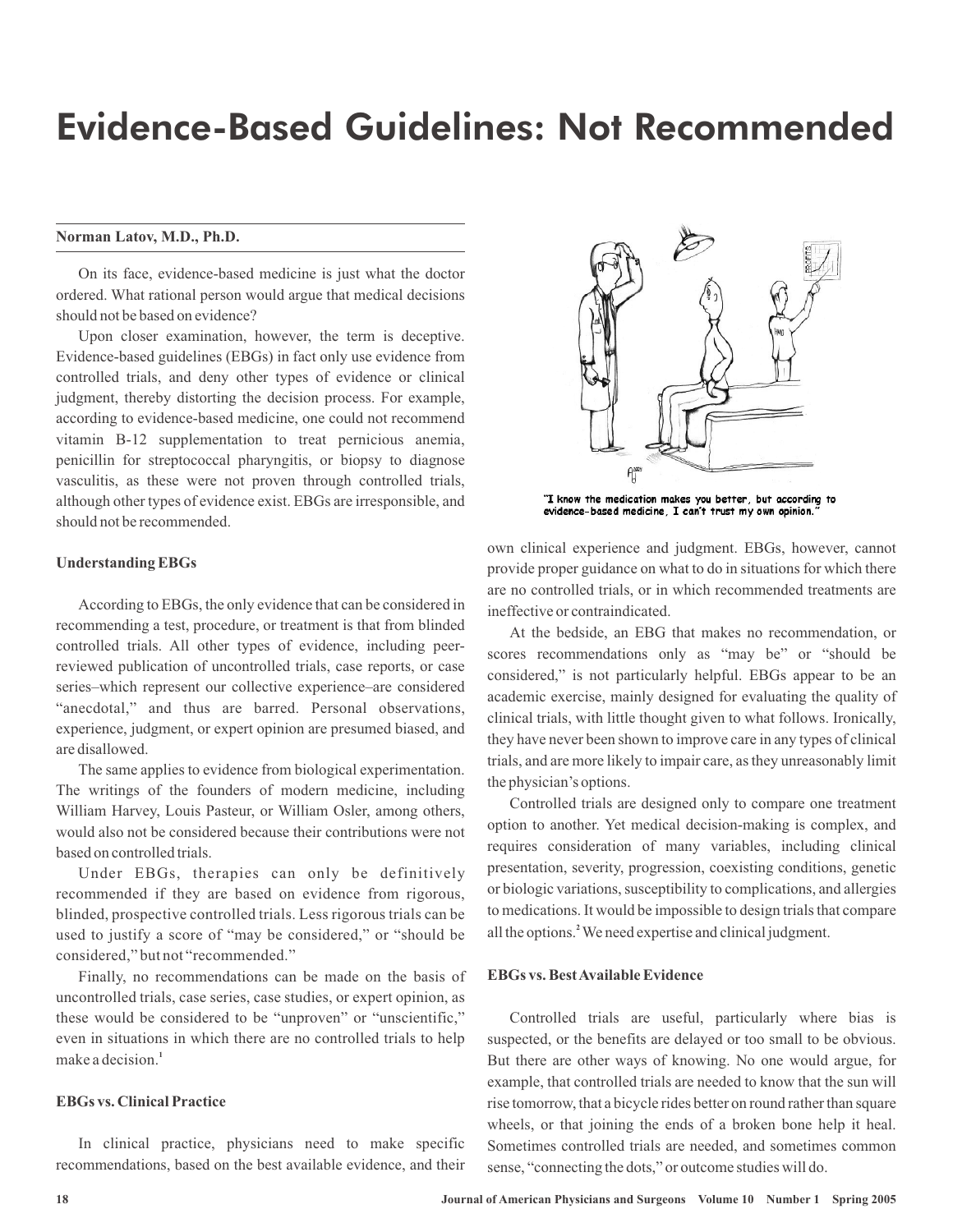# Evidence-Based Guidelines: Not Recommended

**Norman Latov, M.D., Ph.D.**

On its face, evidence-based medicine is just what the doctor ordered. What rational person would argue that medical decisions should not be based on evidence?

Upon closer examination, however, the term is deceptive. Evidence-based guidelines (EBGs) in fact only use evidence from controlled trials, and deny other types of evidence or clinical judgment, thereby distorting the decision process. For example, according to evidence-based medicine, one could not recommend vitamin B-12 supplementation to treat pernicious anemia, penicillin for streptococcal pharyngitis, or biopsy to diagnose vasculitis, as these were not proven through controlled trials, although other types of evidence exist. EBGs are irresponsible, and should not be recommended.

### Understanding EBGs

According to EBGs, the only evidence that can be considered in recommending a test, procedure, or treatment is that from blinded controlled trials. All other types of evidence, including peer-reviewed publication of uncontrolled trials, case reports, or case series–which represent our collective experience–are considered "anecdotal," and thus are barred. Personal observations, experience, judgment, or expert opinion are presumed biased, and are disallowed.

The same applies to evidence from biological experimentation. The writings of the founders of modern medicine, including William Harvey, Louis Pasteur, or William Osler, among others, would also not be considered because their contributions were not based on controlled trials.

Under EBGs, therapies can only be definitively recommended if they are based on evidence from rigorous, blinded, prospective controlled trials. Less rigorous trials can be used to justify a score of "may be considered," or "should be considered," but not "recommended."

Finally, no recommendations can be made on the basis of uncontrolled trials, case series, case studies, or expert opinion, as these would be considered to be "unproven" or "unscientific," even in situations in which there are no controlled trials to help make a decision.[1]

### EBGs vs. Clinical Practice

In clinical practice, physicians need to make specific recommendations, based on the best available evidence, and their own clinical experience and judgment. EBGs, however, cannot provide proper guidance on what to do in situations for which there are no controlled trials, or in which recommended treatments are ineffective or contraindicated.

"I know the medication makes you better, but according to evidence-based medicine, I can't trust my own opinion."

At the bedside, an EBG that makes no recommendation, or scores recommendations only as "may be" or "should be considered," is not particularly helpful. EBGs appear to be an academic exercise, mainly designed for evaluating the quality of clinical trials, with little thought given to what follows. Ironically, they have never been shown to improve care in any types of clinical trials, and are more likely to impair care, as they unreasonably limit the physician's options.

Controlled trials are designed only to compare one treatment option to another. Yet medical decision-making is complex, and requires consideration of many variables, including clinical presentation, severity, progression, coexisting conditions, genetic or biologic variations, susceptibility to complications, and allergies to medications. It would be impossible to design trials that compare all the options.[2] We need expertise and clinical judgment.

### EBGs vs. Best Available Evidence

Controlled trials are useful, particularly where bias is suspected, or the benefits are delayed or too small to be obvious. But there are other ways of knowing. No one would argue, for example, that controlled trials are needed to know that the sun will rise tomorrow, that a bicycle rides better on round rather than square wheels, or that joining the ends of a broken bone help it heal. Sometimes controlled trials are needed, and sometimes common sense, "connecting the dots," or outcome studies will do.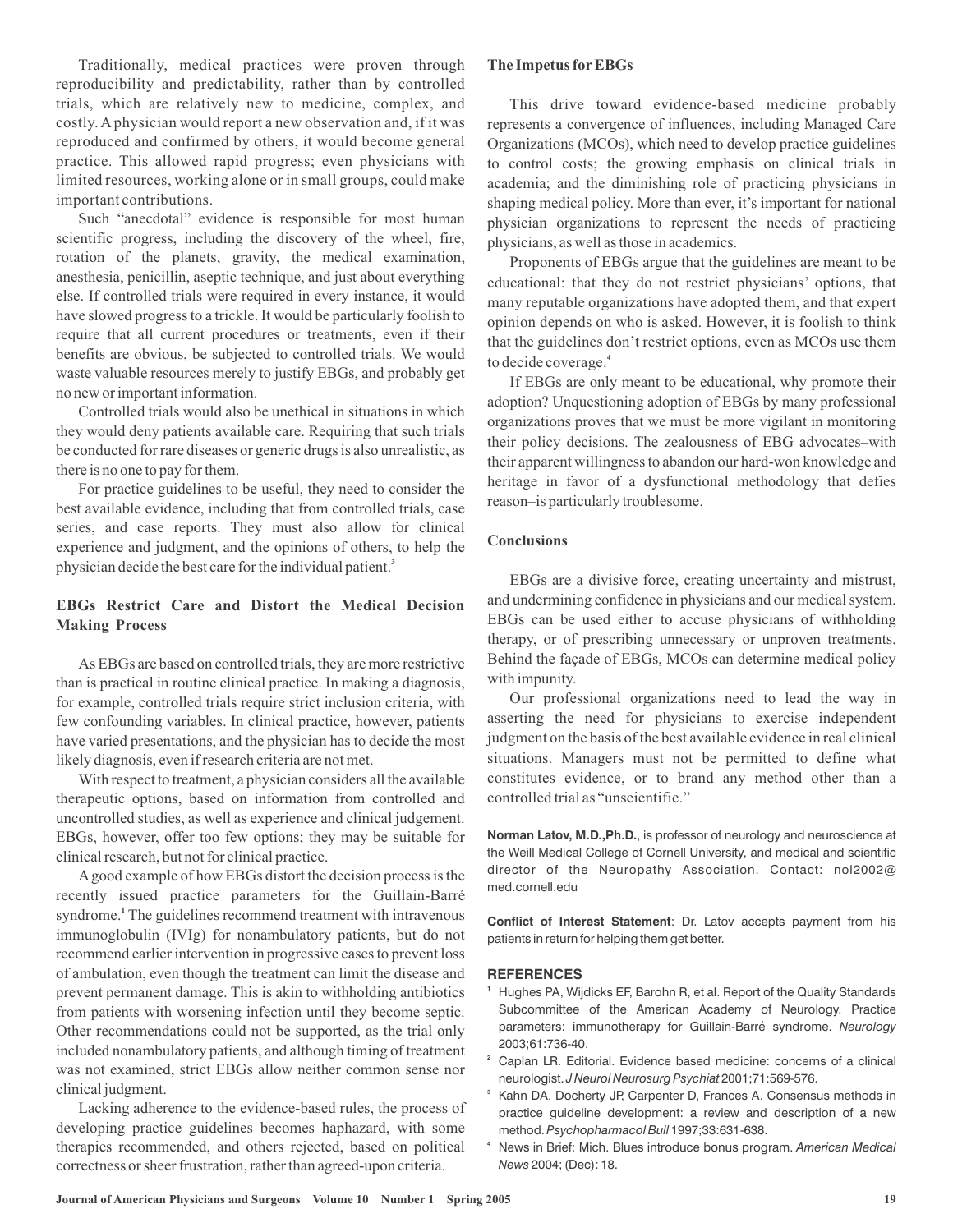Traditionally, medical practices were proven through reproducibility and predictability, rather than by controlled trials, which are relatively new to medicine, complex, and costly. A physician would report a new observation and, if it was reproduced and confirmed by others, it would become general practice. This allowed rapid progress; even physicians with limited resources, working alone or in small groups, could make important contributions.

Such "anecdotal" evidence is responsible for most human scientific progress, including the discovery of the wheel, fire, rotation of the planets, gravity, the medical examination, anesthesia, penicillin, aseptic technique, and just about everything else. If controlled trials were required in every instance, it would have slowed progress to a trickle. It would be particularly foolish to require that all current procedures or treatments, even if their benefits are obvious, be subjected to controlled trials. We would waste valuable resources merely to justify EBGs, and probably get no new or important information.

Controlled trials would also be unethical in situations in which they would deny patients available care. Requiring that such trials be conducted for rare diseases or generic drugs is also unrealistic, as there is no one to pay for them.

For practice guidelines to be useful, they need to consider the best available evidence, including that from controlled trials, case series, and case reports. They must also allow for clinical experience and judgment, and the opinions of others, to help the physician decide the best care for the individual patient.[3]

## EBGs Restrict Care and Distort the Medical Decision Making Process

As EBGs are based on controlled trials, they are more restrictive than is practical in routine clinical practice. In making a diagnosis, for example, controlled trials require strict inclusion criteria, with few confounding variables. In clinical practice, however, patients have varied presentations, and the physician has to decide the most likely diagnosis, even if research criteria are not met.

With respect to treatment, a physician considers all the available therapeutic options, based on information from controlled and uncontrolled studies, as well as experience and clinical judgement. EBGs, however, offer too few options; they may be suitable for clinical research, but not for clinical practice.

A good example of how EBGs distort the decision process is the recently issued practice parameters for the Guillain-Barré syndrome.[1] The guidelines recommend treatment with intravenous immunoglobulin (IVIg) for nonambulatory patients, but do not recommend earlier intervention in progressive cases to prevent loss of ambulation, even though the treatment can limit the disease and prevent permanent damage. This is akin to withholding antibiotics from patients with worsening infection until they become septic. Other recommendations could not be supported, as the trial only included nonambulatory patients, and although timing of treatment was not examined, strict EBGs allow neither common sense nor clinical judgment.

Lacking adherence to the evidence-based rules, the process of developing practice guidelines becomes haphazard, with some therapies recommended, and others rejected, based on political correctness or sheer frustration, rather than agreed-upon criteria.

## The Impetus for EBGs

This drive toward evidence-based medicine probably represents a convergence of influences, including Managed Care Organizations (MCOs), which need to develop practice guidelines to control costs; the growing emphasis on clinical trials in academia; and the diminishing role of practicing physicians in shaping medical policy. More than ever, it's important for national physician organizations to represent the needs of practicing physicians, as well as those in academics.

Proponents of EBGs argue that the guidelines are meant to be educational: that they do not restrict physicians' options, that many reputable organizations have adopted them, and that expert opinion depends on who is asked. However, it is foolish to think that the guidelines don't restrict options, even as MCOs use them to decide coverage.[4]

If EBGs are only meant to be educational, why promote their adoption? Unquestioning adoption of EBGs by many professional organizations proves that we must be more vigilant in monitoring their policy decisions. The zealousness of EBG advocates–with their apparent willingness to abandon our hard-won knowledge and heritage in favor of a dysfunctional methodology that defies reason–is particularly troublesome.

## Conclusions

EBGs are a divisive force, creating uncertainty and mistrust, and undermining confidence in physicians and our medical system. EBGs can be used either to accuse physicians of withholding therapy, or of prescribing unnecessary or unproven treatments. Behind the façade of EBGs, MCOs can determine medical policy with impunity.

Our professional organizations need to lead the way in asserting the need for physicians to exercise independent judgment on the basis of the best available evidence in real clinical situations. Managers must not be permitted to define what constitutes evidence, or to brand any method other than a controlled trial as "unscientific."

**Norman Latov, M.D.,Ph.D.**, is professor of neurology and neuroscience at the Weill Medical College of Cornell University, and medical and scientific director of the Neuropathy Association. Contact: nol2002@med.cornell.edu

**Conflict of Interest Statement**: Dr. Latov accepts payment from his patients in return for helping them get better.

## REFERENCES

1. Hughes PA, Wijdicks EF, Barohn R, et al. Report of the Quality Standards Subcommittee of the American Academy of Neurology. Practice parameters: immunotherapy for Guillain-Barré syndrome. *Neurology* 2003;61:736-40.
2. Caplan LR. Editorial. Evidence based medicine: concerns of a clinical neurologist. *J Neurol Neurosurg Psychiat* 2001;71:569-576.
3. Kahn DA, Docherty JP, Carpenter D, Frances A. Consensus methods in practice guideline development: a review and description of a new method. *Psychopharmacol Bull* 1997;33:631-638.
4. News in Brief: Mich. Blues introduce bonus program. *American Medical News* 2004; (Dec): 18.